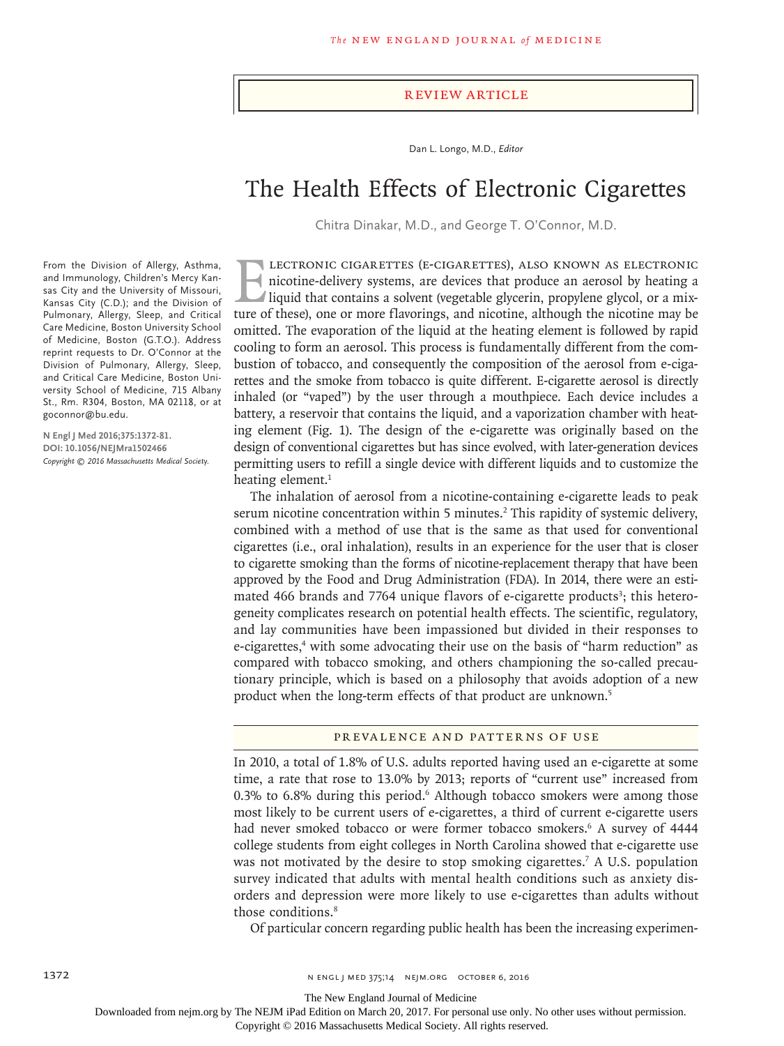REVIEW ARTICLE

Dan L. Longo, M.D., *Editor*

# The Health Effects of Electronic Cigarettes

Chitra Dinakar, M.D., and George T. O'Connor, M.D.

From the Division of Allergy, Asthma, and Immunology, Children's Mercy Kansas City and the University of Missouri, Kansas City (C.D.); and the Division of Pulmonary, Allergy, Sleep, and Critical Care Medicine, Boston University School of Medicine, Boston (G.T.O.). Address reprint requests to Dr. O'Connor at the Division of Pulmonary, Allergy, Sleep, and Critical Care Medicine, Boston University School of Medicine, 715 Albany St., Rm. R304, Boston, MA 02118, or at goconnor@bu.edu.

**N Engl J Med 2016;375:1372-81.**
**DOI: 10.1056/NEJMra1502466**
*Copyright © 2016 Massachusetts Medical Society.*

Electronic cigarettes (e-cigarettes), also known as electronic nicotine-delivery systems, are devices that produce an aerosol by heating a liquid that contains a solvent (vegetable glycerin, propylene glycol, or a mixture of these), one or more flavorings, and nicotine, although the nicotine may be omitted. The evaporation of the liquid at the heating element is followed by rapid cooling to form an aerosol. This process is fundamentally different from the combustion of tobacco, and consequently the composition of the aerosol from e-cigarettes and the smoke from tobacco is quite different. E-cigarette aerosol is directly inhaled (or "vaped") by the user through a mouthpiece. Each device includes a battery, a reservoir that contains the liquid, and a vaporization chamber with heating element (Fig. 1). The design of the e-cigarette was originally based on the design of conventional cigarettes but has since evolved, with later-generation devices permitting users to refill a single device with different liquids and to customize the heating element.[1]

The inhalation of aerosol from a nicotine-containing e-cigarette leads to peak serum nicotine concentration within 5 minutes.[2] This rapidity of systemic delivery, combined with a method of use that is the same as that used for conventional cigarettes (i.e., oral inhalation), results in an experience for the user that is closer to cigarette smoking than the forms of nicotine-replacement therapy that have been approved by the Food and Drug Administration (FDA). In 2014, there were an estimated 466 brands and 7764 unique flavors of e-cigarette products[3]; this heterogeneity complicates research on potential health effects. The scientific, regulatory, and lay communities have been impassioned but divided in their responses to e-cigarettes,[4] with some advocating their use on the basis of "harm reduction" as compared with tobacco smoking, and others championing the so-called precautionary principle, which is based on a philosophy that avoids adoption of a new product when the long-term effects of that product are unknown.[5]

## Prevalence and Patterns of Use

In 2010, a total of 1.8% of U.S. adults reported having used an e-cigarette at some time, a rate that rose to 13.0% by 2013; reports of "current use" increased from 0.3% to 6.8% during this period.[6] Although tobacco smokers were among those most likely to be current users of e-cigarettes, a third of current e-cigarette users had never smoked tobacco or were former tobacco smokers.[6] A survey of 4444 college students from eight colleges in North Carolina showed that e-cigarette use was not motivated by the desire to stop smoking cigarettes.[7] A U.S. population survey indicated that adults with mental health conditions such as anxiety disorders and depression were more likely to use e-cigarettes than adults without those conditions.[8]

Of particular concern regarding public health has been the increasing experimen-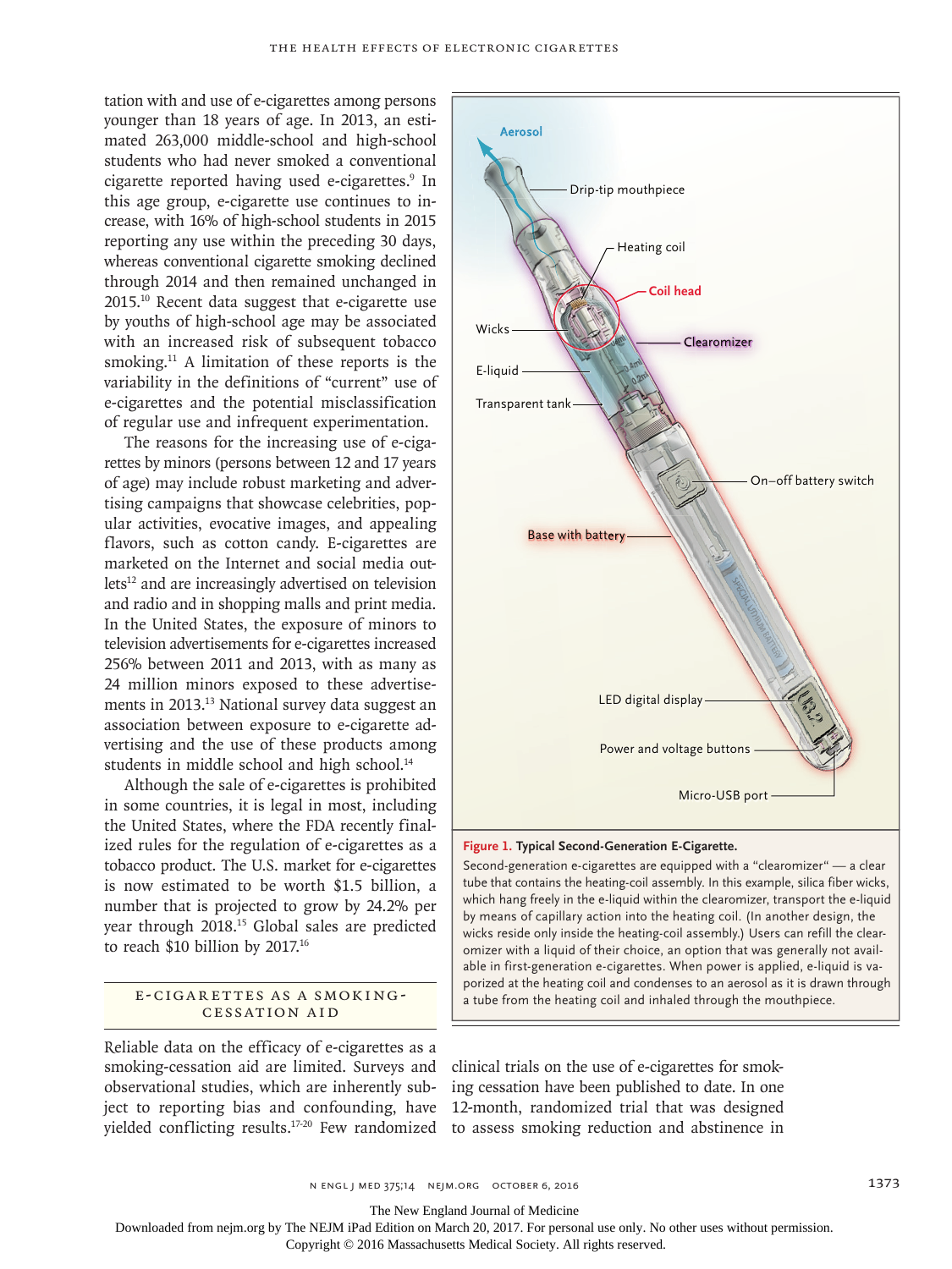tation with and use of e-cigarettes among persons younger than 18 years of age. In 2013, an estimated 263,000 middle-school and high-school students who had never smoked a conventional cigarette reported having used e-cigarettes.[9] In this age group, e-cigarette use continues to increase, with 16% of high-school students in 2015 reporting any use within the preceding 30 days, whereas conventional cigarette smoking declined through 2014 and then remained unchanged in 2015.[10] Recent data suggest that e-cigarette use by youths of high-school age may be associated with an increased risk of subsequent tobacco smoking.[11] A limitation of these reports is the variability in the definitions of "current" use of e-cigarettes and the potential misclassification of regular use and infrequent experimentation.

The reasons for the increasing use of e-cigarettes by minors (persons between 12 and 17 years of age) may include robust marketing and advertising campaigns that showcase celebrities, popular activities, evocative images, and appealing flavors, such as cotton candy. E-cigarettes are marketed on the Internet and social media outlets[12] and are increasingly advertised on television and radio and in shopping malls and print media. In the United States, the exposure of minors to television advertisements for e-cigarettes increased 256% between 2011 and 2013, with as many as 24 million minors exposed to these advertisements in 2013.[13] National survey data suggest an association between exposure to e-cigarette advertising and the use of these products among students in middle school and high school.[14]

Although the sale of e-cigarettes is prohibited in some countries, it is legal in most, including the United States, where the FDA recently finalized rules for the regulation of e-cigarettes as a tobacco product. The U.S. market for e-cigarettes is now estimated to be worth \$1.5 billion, a number that is projected to grow by 24.2% per year through 2018.[15] Global sales are predicted to reach \$10 billion by 2017.[16]

Aerosol

Drip-tip mouthpiece

Heating coil

Coil head

Wicks

Clearomizer

E-liquid

Transparent tank

On–off battery switch

Base with battery

LED digital display

Power and voltage buttons

Micro-USB port

**Figure 1. Typical Second-Generation E-Cigarette.**

Second-generation e-cigarettes are equipped with a "clearomizer" — a clear tube that contains the heating-coil assembly. In this example, silica fiber wicks, which hang freely in the e-liquid within the clearomizer, transport the e-liquid by means of capillary action into the heating coil. (In another design, the wicks reside only inside the heating-coil assembly.) Users can refill the clearomizer with a liquid of their choice, an option that was generally not available in first-generation e-cigarettes. When power is applied, e-liquid is vaporized at the heating coil and condenses to an aerosol as it is drawn through a tube from the heating coil and inhaled through the mouthpiece.

## E-CIGARETTES AS A SMOKING-CESSATION AID

Reliable data on the efficacy of e-cigarettes as a smoking-cessation aid are limited. Surveys and observational studies, which are inherently subject to reporting bias and confounding, have yielded conflicting results.[17-20] Few randomized clinical trials on the use of e-cigarettes for smoking cessation have been published to date. In one 12-month, randomized trial that was designed to assess smoking reduction and abstinence in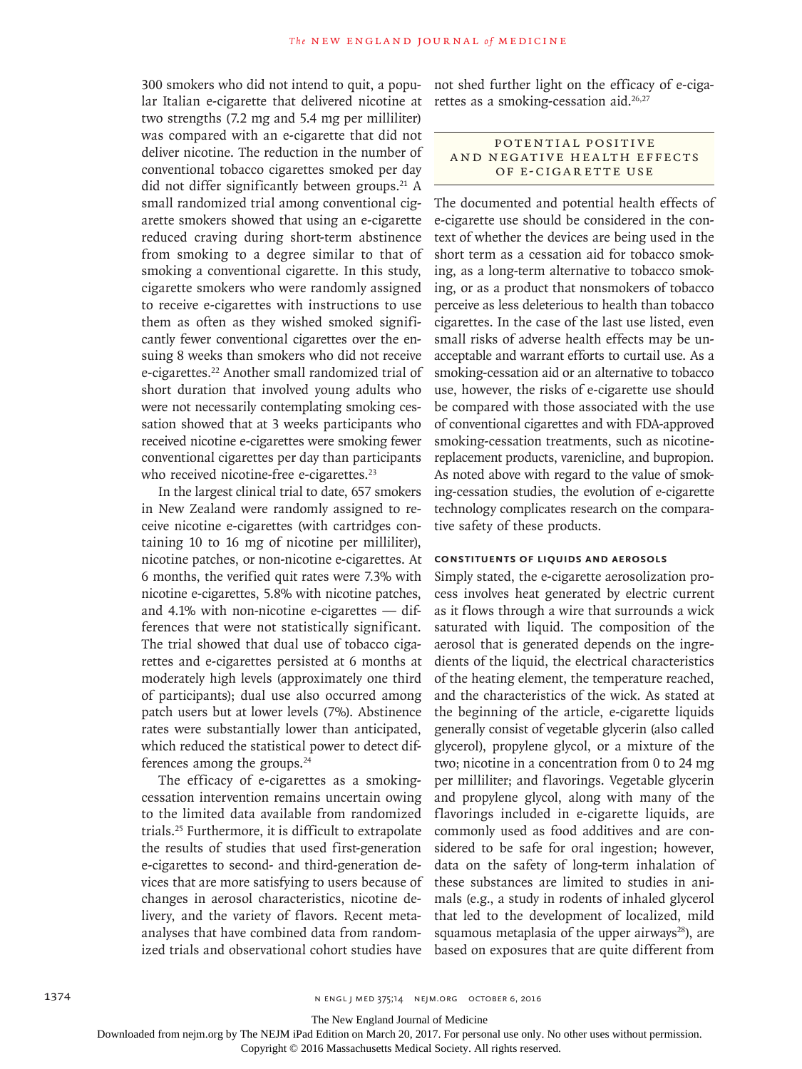300 smokers who did not intend to quit, a popular Italian e-cigarette that delivered nicotine at two strengths (7.2 mg and 5.4 mg per milliliter) was compared with an e-cigarette that did not deliver nicotine. The reduction in the number of conventional tobacco cigarettes smoked per day did not differ significantly between groups.[21] A small randomized trial among conventional cigarette smokers showed that using an e-cigarette reduced craving during short-term abstinence from smoking to a degree similar to that of smoking a conventional cigarette. In this study, cigarette smokers who were randomly assigned to receive e-cigarettes with instructions to use them as often as they wished smoked significantly fewer conventional cigarettes over the ensuing 8 weeks than smokers who did not receive e-cigarettes.[22] Another small randomized trial of short duration that involved young adults who were not necessarily contemplating smoking cessation showed that at 3 weeks participants who received nicotine e-cigarettes were smoking fewer conventional cigarettes per day than participants who received nicotine-free e-cigarettes.[23]

In the largest clinical trial to date, 657 smokers in New Zealand were randomly assigned to receive nicotine e-cigarettes (with cartridges containing 10 to 16 mg of nicotine per milliliter), nicotine patches, or non-nicotine e-cigarettes. At 6 months, the verified quit rates were 7.3% with nicotine e-cigarettes, 5.8% with nicotine patches, and 4.1% with non-nicotine e-cigarettes — differences that were not statistically significant. The trial showed that dual use of tobacco cigarettes and e-cigarettes persisted at 6 months at moderately high levels (approximately one third of participants); dual use also occurred among patch users but at lower levels (7%). Abstinence rates were substantially lower than anticipated, which reduced the statistical power to detect differences among the groups.[24]

The efficacy of e-cigarettes as a smoking-cessation intervention remains uncertain owing to the limited data available from randomized trials.[25] Furthermore, it is difficult to extrapolate the results of studies that used first-generation e-cigarettes to second- and third-generation devices that are more satisfying to users because of changes in aerosol characteristics, nicotine delivery, and the variety of flavors. Recent meta-analyses that have combined data from randomized trials and observational cohort studies have not shed further light on the efficacy of e-cigarettes as a smoking-cessation aid.[26,27]

## POTENTIAL POSITIVE AND NEGATIVE HEALTH EFFECTS OF E-CIGARETTE USE

The documented and potential health effects of e-cigarette use should be considered in the context of whether the devices are being used in the short term as a cessation aid for tobacco smoking, as a long-term alternative to tobacco smoking, or as a product that nonsmokers of tobacco perceive as less deleterious to health than tobacco cigarettes. In the case of the last use listed, even small risks of adverse health effects may be unacceptable and warrant efforts to curtail use. As a smoking-cessation aid or an alternative to tobacco use, however, the risks of e-cigarette use should be compared with those associated with the use of conventional cigarettes and with FDA-approved smoking-cessation treatments, such as nicotine-replacement products, varenicline, and bupropion. As noted above with regard to the value of smoking-cessation studies, the evolution of e-cigarette technology complicates research on the comparative safety of these products.

### CONSTITUENTS OF LIQUIDS AND AEROSOLS

Simply stated, the e-cigarette aerosolization process involves heat generated by electric current as it flows through a wire that surrounds a wick saturated with liquid. The composition of the aerosol that is generated depends on the ingredients of the liquid, the electrical characteristics of the heating element, the temperature reached, and the characteristics of the wick. As stated at the beginning of the article, e-cigarette liquids generally consist of vegetable glycerin (also called glycerol), propylene glycol, or a mixture of the two; nicotine in a concentration from 0 to 24 mg per milliliter; and flavorings. Vegetable glycerin and propylene glycol, along with many of the flavorings included in e-cigarette liquids, are commonly used as food additives and are considered to be safe for oral ingestion; however, data on the safety of long-term inhalation of these substances are limited to studies in animals (e.g., a study in rodents of inhaled glycerol that led to the development of localized, mild squamous metaplasia of the upper airways[28]), are based on exposures that are quite different from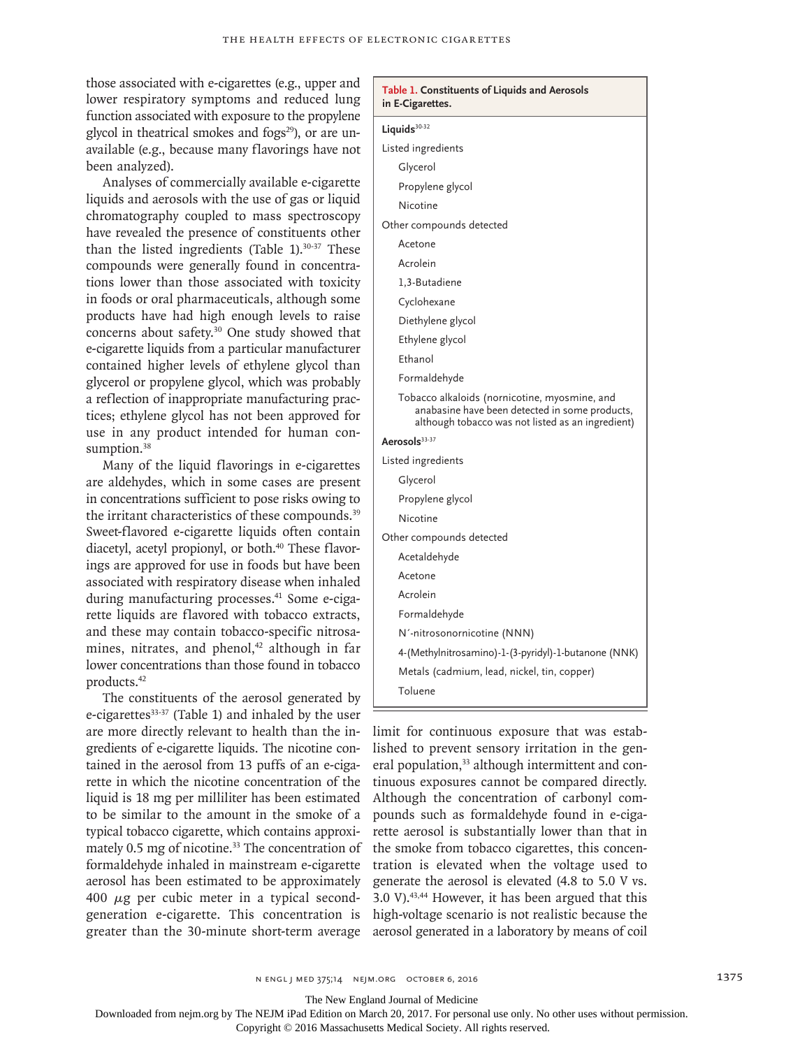those associated with e-cigarettes (e.g., upper and lower respiratory symptoms and reduced lung function associated with exposure to the propylene glycol in theatrical smokes and fogs[29]), or are unavailable (e.g., because many flavorings have not been analyzed).

Analyses of commercially available e-cigarette liquids and aerosols with the use of gas or liquid chromatography coupled to mass spectroscopy have revealed the presence of constituents other than the listed ingredients (Table 1).[30-37] These compounds were generally found in concentrations lower than those associated with toxicity in foods or oral pharmaceuticals, although some products have had high enough levels to raise concerns about safety.[30] One study showed that e-cigarette liquids from a particular manufacturer contained higher levels of ethylene glycol than glycerol or propylene glycol, which was probably a reflection of inappropriate manufacturing practices; ethylene glycol has not been approved for use in any product intended for human consumption.[38]

Many of the liquid flavorings in e-cigarettes are aldehydes, which in some cases are present in concentrations sufficient to pose risks owing to the irritant characteristics of these compounds.[39] Sweet-flavored e-cigarette liquids often contain diacetyl, acetyl propionyl, or both.[40] These flavorings are approved for use in foods but have been associated with respiratory disease when inhaled during manufacturing processes.[41] Some e-cigarette liquids are flavored with tobacco extracts, and these may contain tobacco-specific nitrosamines, nitrates, and phenol,[42] although in far lower concentrations than those found in tobacco products.[42]

The constituents of the aerosol generated by e-cigarettes[33-37] (Table 1) and inhaled by the user are more directly relevant to health than the ingredients of e-cigarette liquids. The nicotine contained in the aerosol from 13 puffs of an e-cigarette in which the nicotine concentration of the liquid is 18 mg per milliliter has been estimated to be similar to the amount in the smoke of a typical tobacco cigarette, which contains approximately 0.5 mg of nicotine.[33] The concentration of formaldehyde inhaled in mainstream e-cigarette aerosol has been estimated to be approximately 400 μg per cubic meter in a typical second-generation e-cigarette. This concentration is greater than the 30-minute short-term average limit for continuous exposure that was established to prevent sensory irritation in the general population,[33] although intermittent and continuous exposures cannot be compared directly. Although the concentration of carbonyl compounds such as formaldehyde found in e-cigarette aerosol is substantially lower than that in the smoke from tobacco cigarettes, this concentration is elevated when the voltage used to generate the aerosol is elevated (4.8 to 5.0 V vs. 3.0 V).[43,44] However, it has been argued that this high-voltage scenario is not realistic because the aerosol generated in a laboratory by means of coil

**Table 1. Constituents of Liquids and Aerosols in E-Cigarettes.**

| |
|---|
| **Liquids**[30-32] |
| Listed ingredients |
| Glycerol |
| Propylene glycol |
| Nicotine |
| Other compounds detected |
| Acetone |
| Acrolein |
| 1,3-Butadiene |
| Cyclohexane |
| Diethylene glycol |
| Ethylene glycol |
| Ethanol |
| Formaldehyde |
| Tobacco alkaloids (nornicotine, myosmine, and anabasine have been detected in some products, although tobacco was not listed as an ingredient) |
| **Aerosols**[33-37] |
| Listed ingredients |
| Glycerol |
| Propylene glycol |
| Nicotine |
| Other compounds detected |
| Acetaldehyde |
| Acetone |
| Acrolein |
| Formaldehyde |
| N′-nitrosonornicotine (NNN) |
| 4-(Methylnitrosamino)-1-(3-pyridyl)-1-butanone (NNK) |
| Metals (cadmium, lead, nickel, tin, copper) |
| Toluene |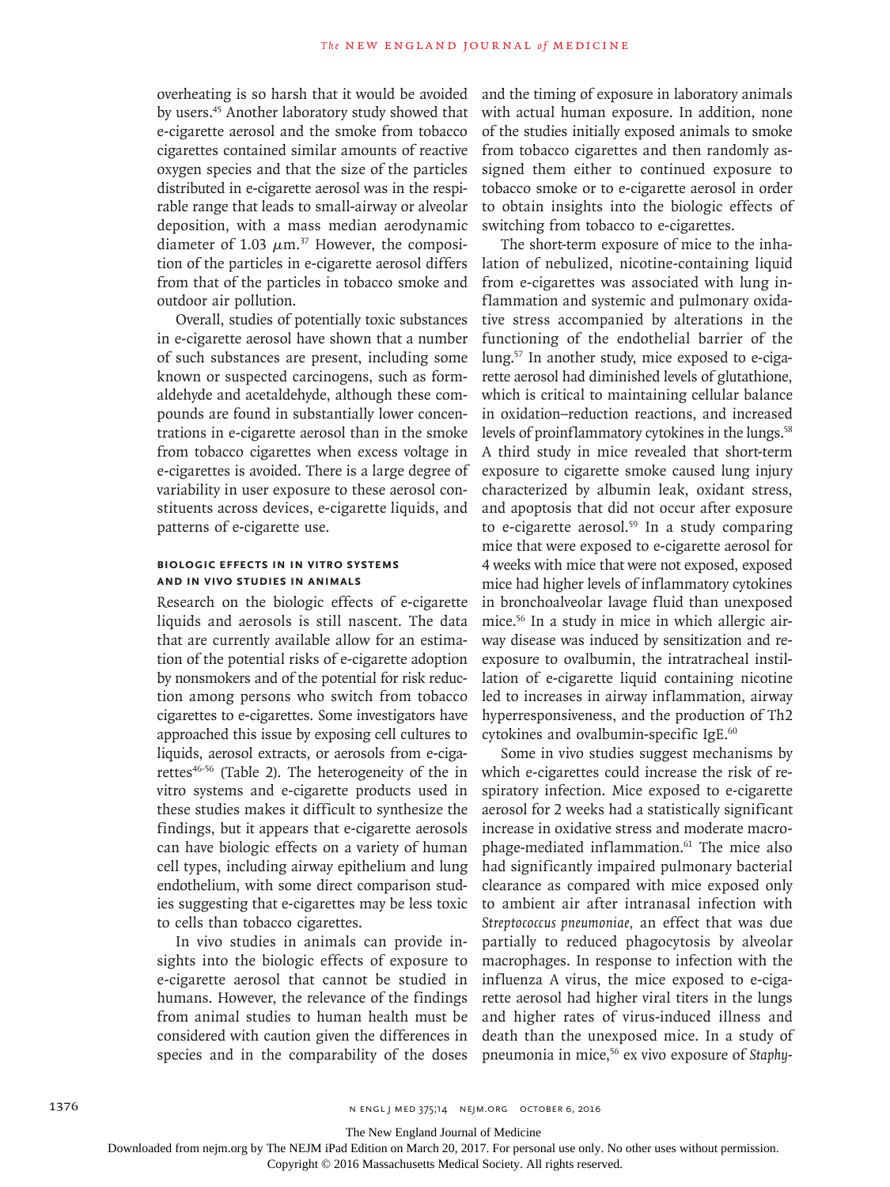overheating is so harsh that it would be avoided by users.[45] Another laboratory study showed that e-cigarette aerosol and the smoke from tobacco cigarettes contained similar amounts of reactive oxygen species and that the size of the particles distributed in e-cigarette aerosol was in the respirable range that leads to small-airway or alveolar deposition, with a mass median aerodynamic diameter of 1.03 μm.[37] However, the composition of the particles in e-cigarette aerosol differs from that of the particles in tobacco smoke and outdoor air pollution.

Overall, studies of potentially toxic substances in e-cigarette aerosol have shown that a number of such substances are present, including some known or suspected carcinogens, such as formaldehyde and acetaldehyde, although these compounds are found in substantially lower concentrations in e-cigarette aerosol than in the smoke from tobacco cigarettes when excess voltage in e-cigarettes is avoided. There is a large degree of variability in user exposure to these aerosol constituents across devices, e-cigarette liquids, and patterns of e-cigarette use.

### Biologic Effects in In Vitro Systems and in Vivo Studies in Animals

Research on the biologic effects of e-cigarette liquids and aerosols is still nascent. The data that are currently available allow for an estimation of the potential risks of e-cigarette adoption by nonsmokers and of the potential for risk reduction among persons who switch from tobacco cigarettes to e-cigarettes. Some investigators have approached this issue by exposing cell cultures to liquids, aerosol extracts, or aerosols from e-cigarettes[46-56] (Table 2). The heterogeneity of the in vitro systems and e-cigarette products used in these studies makes it difficult to synthesize the findings, but it appears that e-cigarette aerosols can have biologic effects on a variety of human cell types, including airway epithelium and lung endothelium, with some direct comparison studies suggesting that e-cigarettes may be less toxic to cells than tobacco cigarettes.

In vivo studies in animals can provide insights into the biologic effects of exposure to e-cigarette aerosol that cannot be studied in humans. However, the relevance of the findings from animal studies to human health must be considered with caution given the differences in species and in the comparability of the doses and the timing of exposure in laboratory animals with actual human exposure. In addition, none of the studies initially exposed animals to smoke from tobacco cigarettes and then randomly assigned them either to continued exposure to tobacco smoke or to e-cigarette aerosol in order to obtain insights into the biologic effects of switching from tobacco to e-cigarettes.

The short-term exposure of mice to the inhalation of nebulized, nicotine-containing liquid from e-cigarettes was associated with lung inflammation and systemic and pulmonary oxidative stress accompanied by alterations in the functioning of the endothelial barrier of the lung.[57] In another study, mice exposed to e-cigarette aerosol had diminished levels of glutathione, which is critical to maintaining cellular balance in oxidation–reduction reactions, and increased levels of proinflammatory cytokines in the lungs.[58] A third study in mice revealed that short-term exposure to cigarette smoke caused lung injury characterized by albumin leak, oxidant stress, and apoptosis that did not occur after exposure to e-cigarette aerosol.[59] In a study comparing mice that were exposed to e-cigarette aerosol for 4 weeks with mice that were not exposed, exposed mice had higher levels of inflammatory cytokines in bronchoalveolar lavage fluid than unexposed mice.[56] In a study in mice in which allergic airway disease was induced by sensitization and reexposure to ovalbumin, the intratracheal instillation of e-cigarette liquid containing nicotine led to increases in airway inflammation, airway hyperresponsiveness, and the production of Th2 cytokines and ovalbumin-specific IgE.[60]

Some in vivo studies suggest mechanisms by which e-cigarettes could increase the risk of respiratory infection. Mice exposed to e-cigarette aerosol for 2 weeks had a statistically significant increase in oxidative stress and moderate macrophage-mediated inflammation.[61] The mice also had significantly impaired pulmonary bacterial clearance as compared with mice exposed only to ambient air after intranasal infection with *Streptococcus pneumoniae,* an effect that was due partially to reduced phagocytosis by alveolar macrophages. In response to infection with the influenza A virus, the mice exposed to e-cigarette aerosol had higher viral titers in the lungs and higher rates of virus-induced illness and death than the unexposed mice. In a study of pneumonia in mice,[56] ex vivo exposure of *Staphy-*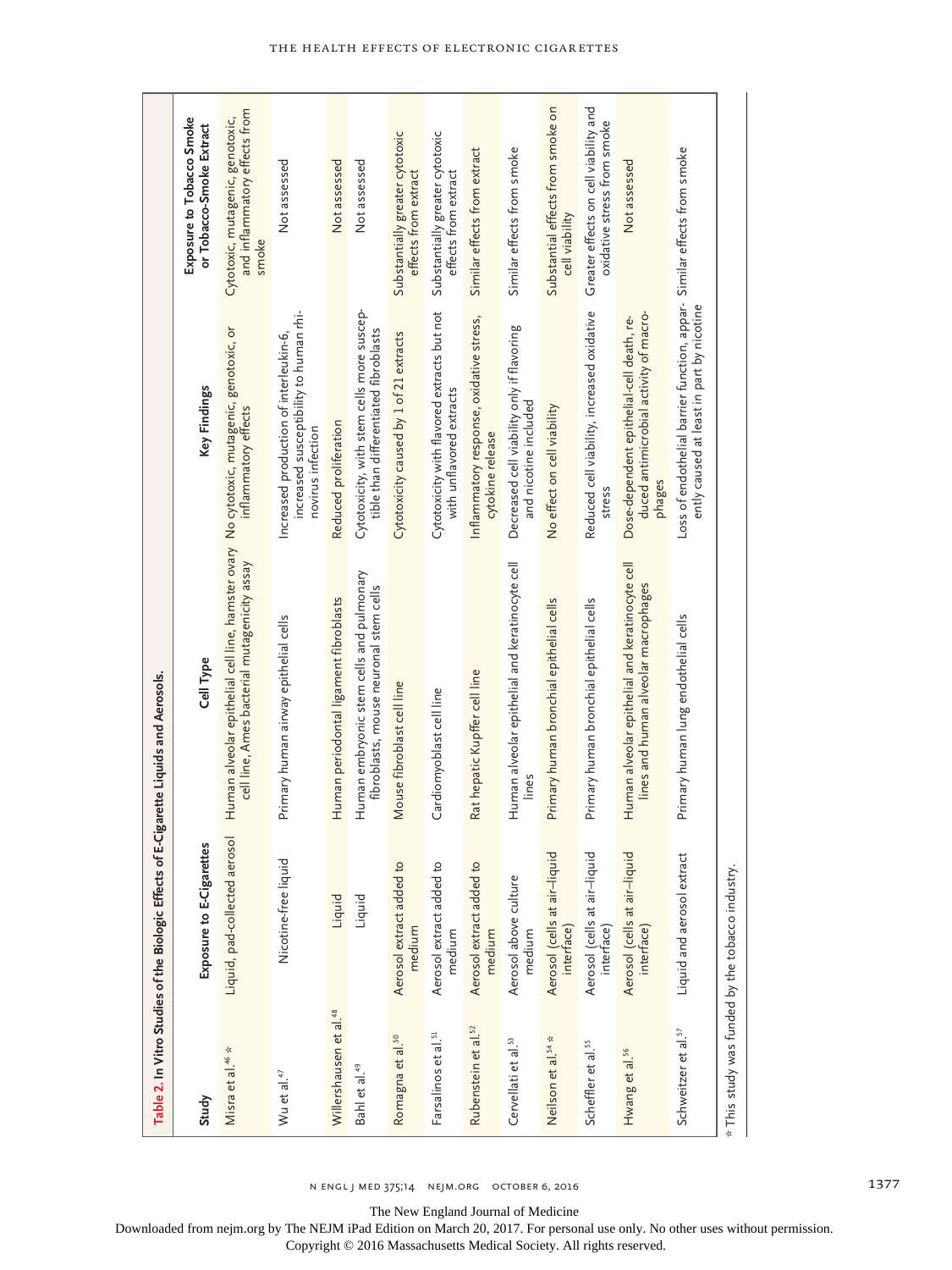**Table 2. In Vitro Studies of the Biologic Effects of E-Cigarette Liquids and Aerosols.**

| Study | Exposure to E-Cigarettes | Cell Type | Key Findings | Exposure to Tobacco Smoke or Tobacco-Smoke Extract |
|---|---|---|---|---|
| Misra et al.[46] * | Liquid, pad-collected aerosol | Human alveolar epithelial cell line, hamster ovary cell line, Ames bacterial mutagenicity assay | No cytotoxic, mutagenic, genotoxic, or inflammatory effects | Cytotoxic, mutagenic, genotoxic, and inflammatory effects from smoke |
| Wu et al.[47] | Nicotine-free liquid | Primary human airway epithelial cells | Increased production of interleukin-6, increased susceptibility to human rhinovirus infection | Not assessed |
| Willershausen et al.[48] | Liquid | Human periodontal ligament fibroblasts | Reduced proliferation | Not assessed |
| Bahl et al.[49] | Liquid | Human embryonic stem cells and pulmonary fibroblasts, mouse neuronal stem cells | Cytotoxicity, with stem cells more susceptible than differentiated fibroblasts | Not assessed |
| Romagna et al.[50] | Aerosol extract added to medium | Mouse fibroblast cell line | Cytotoxicity caused by 1 of 21 extracts | Substantially greater cytotoxic effects from extract |
| Farsalinos et al.[51] | Aerosol extract added to medium | Cardiomyoblast cell line | Cytotoxicity with flavored extracts but not with unflavored extracts | Substantially greater cytotoxic effects from extract |
| Rubenstein et al.[52] | Aerosol extract added to medium | Rat hepatic Kupffer cell line | Inflammatory response, oxidative stress, cytokine release | Similar effects from extract |
| Cervellati et al.[53] | Aerosol above culture medium | Human alveolar epithelial and keratinocyte cell lines | Decreased cell viability only if flavoring and nicotine included | Similar effects from smoke |
| Neilson et al.[54] * | Aerosol (cells at air–liquid interface) | Primary human bronchial epithelial cells | No effect on cell viability | Substantial effects from smoke on cell viability |
| Scheffler et al.[55] | Aerosol (cells at air–liquid interface) | Primary human bronchial epithelial cells | Reduced cell viability, increased oxidative stress | Greater effects on cell viability and oxidative stress from smoke |
| Hwang et al.[56] | Aerosol (cells at air–liquid interface) | Human alveolar epithelial and keratinocyte cell lines and human alveolar macrophages | Dose-dependent epithelial-cell death, reduced antimicrobial activity of macrophages | Not assessed |
| Schweitzer et al.[57] | Liquid and aerosol extract | Primary human lung endothelial cells | Loss of endothelial barrier function, apparently caused at least in part by nicotine | Similar effects from smoke |

\* This study was funded by the tobacco industry.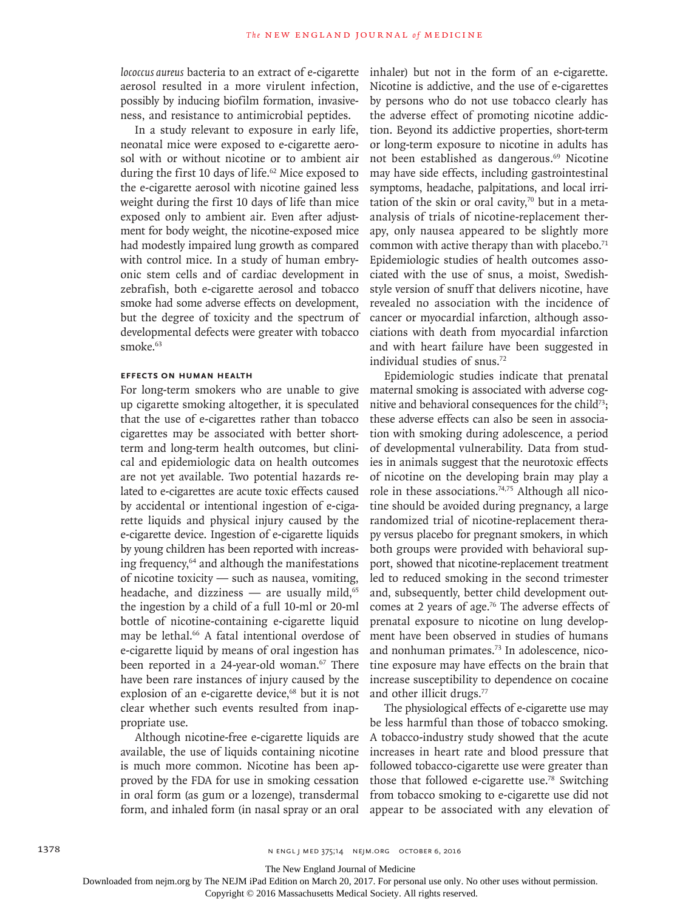*lococcus aureus* bacteria to an extract of e-cigarette aerosol resulted in a more virulent infection, possibly by inducing biofilm formation, invasiveness, and resistance to antimicrobial peptides.

In a study relevant to exposure in early life, neonatal mice were exposed to e-cigarette aerosol with or without nicotine or to ambient air during the first 10 days of life.[62] Mice exposed to the e-cigarette aerosol with nicotine gained less weight during the first 10 days of life than mice exposed only to ambient air. Even after adjustment for body weight, the nicotine-exposed mice had modestly impaired lung growth as compared with control mice. In a study of human embryonic stem cells and of cardiac development in zebrafish, both e-cigarette aerosol and tobacco smoke had some adverse effects on development, but the degree of toxicity and the spectrum of developmental defects were greater with tobacco smoke.[63]

### EFFECTS ON HUMAN HEALTH

For long-term smokers who are unable to give up cigarette smoking altogether, it is speculated that the use of e-cigarettes rather than tobacco cigarettes may be associated with better short-term and long-term health outcomes, but clinical and epidemiologic data on health outcomes are not yet available. Two potential hazards related to e-cigarettes are acute toxic effects caused by accidental or intentional ingestion of e-cigarette liquids and physical injury caused by the e-cigarette device. Ingestion of e-cigarette liquids by young children has been reported with increasing frequency,[64] and although the manifestations of nicotine toxicity — such as nausea, vomiting, headache, and dizziness — are usually mild,[65] the ingestion by a child of a full 10-ml or 20-ml bottle of nicotine-containing e-cigarette liquid may be lethal.[66] A fatal intentional overdose of e-cigarette liquid by means of oral ingestion has been reported in a 24-year-old woman.[67] There have been rare instances of injury caused by the explosion of an e-cigarette device,[68] but it is not clear whether such events resulted from inappropriate use.

Although nicotine-free e-cigarette liquids are available, the use of liquids containing nicotine is much more common. Nicotine has been approved by the FDA for use in smoking cessation in oral form (as gum or a lozenge), transdermal form, and inhaled form (in nasal spray or an oral inhaler) but not in the form of an e-cigarette. Nicotine is addictive, and the use of e-cigarettes by persons who do not use tobacco clearly has the adverse effect of promoting nicotine addiction. Beyond its addictive properties, short-term or long-term exposure to nicotine in adults has not been established as dangerous.[69] Nicotine may have side effects, including gastrointestinal symptoms, headache, palpitations, and local irritation of the skin or oral cavity,[70] but in a meta-analysis of trials of nicotine-replacement therapy, only nausea appeared to be slightly more common with active therapy than with placebo.[71] Epidemiologic studies of health outcomes associated with the use of snus, a moist, Swedish-style version of snuff that delivers nicotine, have revealed no association with the incidence of cancer or myocardial infarction, although associations with death from myocardial infarction and with heart failure have been suggested in individual studies of snus.[72]

Epidemiologic studies indicate that prenatal maternal smoking is associated with adverse cognitive and behavioral consequences for the child[73]; these adverse effects can also be seen in association with smoking during adolescence, a period of developmental vulnerability. Data from studies in animals suggest that the neurotoxic effects of nicotine on the developing brain may play a role in these associations.[74,75] Although all nicotine should be avoided during pregnancy, a large randomized trial of nicotine-replacement therapy versus placebo for pregnant smokers, in which both groups were provided with behavioral support, showed that nicotine-replacement treatment led to reduced smoking in the second trimester and, subsequently, better child development outcomes at 2 years of age.[76] The adverse effects of prenatal exposure to nicotine on lung development have been observed in studies of humans and nonhuman primates.[73] In adolescence, nicotine exposure may have effects on the brain that increase susceptibility to dependence on cocaine and other illicit drugs.[77]

The physiological effects of e-cigarette use may be less harmful than those of tobacco smoking. A tobacco-industry study showed that the acute increases in heart rate and blood pressure that followed tobacco-cigarette use were greater than those that followed e-cigarette use.[78] Switching from tobacco smoking to e-cigarette use did not appear to be associated with any elevation of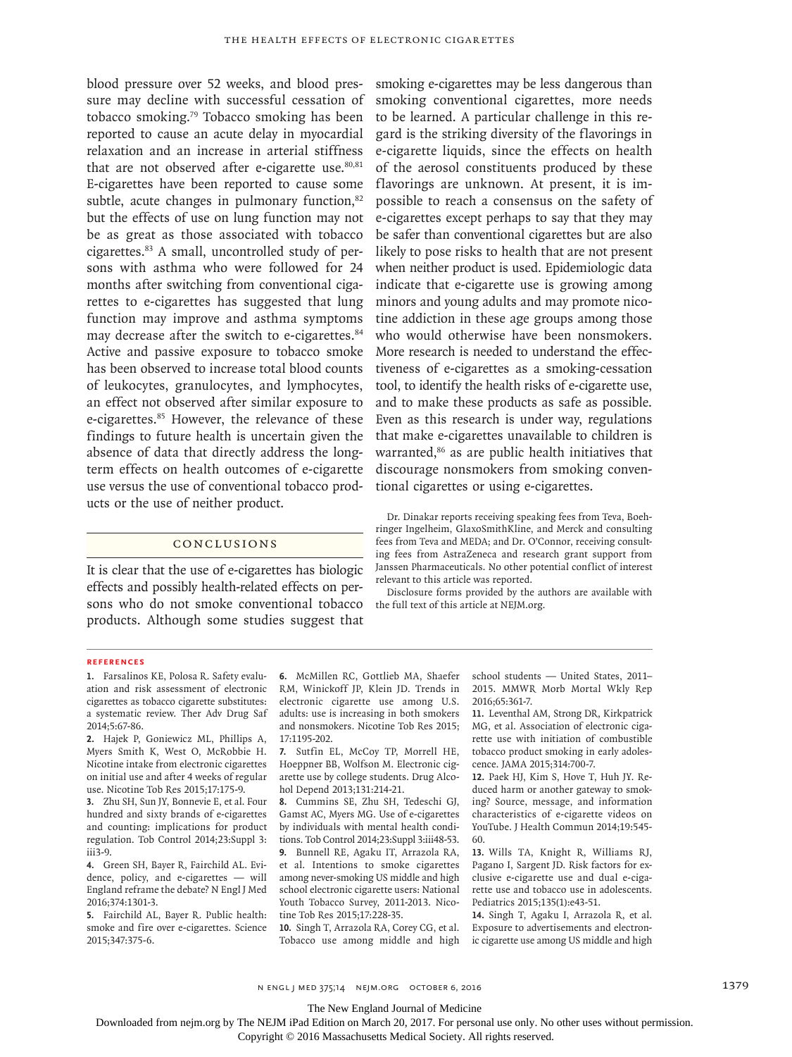blood pressure over 52 weeks, and blood pressure may decline with successful cessation of tobacco smoking.[79] Tobacco smoking has been reported to cause an acute delay in myocardial relaxation and an increase in arterial stiffness that are not observed after e-cigarette use.[80,81] E-cigarettes have been reported to cause some subtle, acute changes in pulmonary function,[82] but the effects of use on lung function may not be as great as those associated with tobacco cigarettes.[83] A small, uncontrolled study of persons with asthma who were followed for 24 months after switching from conventional cigarettes to e-cigarettes has suggested that lung function may improve and asthma symptoms may decrease after the switch to e-cigarettes.[84] Active and passive exposure to tobacco smoke has been observed to increase total blood counts of leukocytes, granulocytes, and lymphocytes, an effect not observed after similar exposure to e-cigarettes.[85] However, the relevance of these findings to future health is uncertain given the absence of data that directly address the long-term effects on health outcomes of e-cigarette use versus the use of conventional tobacco products or the use of neither product.

## Conclusions

It is clear that the use of e-cigarettes has biologic effects and possibly health-related effects on persons who do not smoke conventional tobacco products. Although some studies suggest that smoking e-cigarettes may be less dangerous than smoking conventional cigarettes, more needs to be learned. A particular challenge in this regard is the striking diversity of the flavorings in e-cigarette liquids, since the effects on health of the aerosol constituents produced by these flavorings are unknown. At present, it is impossible to reach a consensus on the safety of e-cigarettes except perhaps to say that they may be safer than conventional cigarettes but are also likely to pose risks to health that are not present when neither product is used. Epidemiologic data indicate that e-cigarette use is growing among minors and young adults and may promote nicotine addiction in these age groups among those who would otherwise have been nonsmokers. More research is needed to understand the effectiveness of e-cigarettes as a smoking-cessation tool, to identify the health risks of e-cigarette use, and to make these products as safe as possible. Even as this research is under way, regulations that make e-cigarettes unavailable to children is warranted,[86] as are public health initiatives that discourage nonsmokers from smoking conventional cigarettes or using e-cigarettes.

Dr. Dinakar reports receiving speaking fees from Teva, Boehringer Ingelheim, GlaxoSmithKline, and Merck and consulting fees from Teva and MEDA; and Dr. O'Connor, receiving consulting fees from AstraZeneca and research grant support from Janssen Pharmaceuticals. No other potential conflict of interest relevant to this article was reported.

Disclosure forms provided by the authors are available with the full text of this article at NEJM.org.

## References

1. Farsalinos KE, Polosa R. Safety evaluation and risk assessment of electronic cigarettes as tobacco cigarette substitutes: a systematic review. Ther Adv Drug Saf 2014;5:67-86.
2. Hajek P, Goniewicz ML, Phillips A, Myers Smith K, West O, McRobbie H. Nicotine intake from electronic cigarettes on initial use and after 4 weeks of regular use. Nicotine Tob Res 2015;17:175-9.
3. Zhu SH, Sun JY, Bonnevie E, et al. Four hundred and sixty brands of e-cigarettes and counting: implications for product regulation. Tob Control 2014;23:Suppl 3:iii3-9.
4. Green SH, Bayer R, Fairchild AL. Evidence, policy, and e-cigarettes — will England reframe the debate? N Engl J Med 2016;374:1301-3.
5. Fairchild AL, Bayer R. Public health: smoke and fire over e-cigarettes. Science 2015;347:375-6.
6. McMillen RC, Gottlieb MA, Shaefer RM, Winickoff JP, Klein JD. Trends in electronic cigarette use among U.S. adults: use is increasing in both smokers and nonsmokers. Nicotine Tob Res 2015;17:1195-202.
7. Sutfin EL, McCoy TP, Morrell HE, Hoeppner BB, Wolfson M. Electronic cigarette use by college students. Drug Alcohol Depend 2013;131:214-21.
8. Cummins SE, Zhu SH, Tedeschi GJ, Gamst AC, Myers MG. Use of e-cigarettes by individuals with mental health conditions. Tob Control 2014;23:Suppl 3:iii48-53.
9. Bunnell RE, Agaku IT, Arrazola RA, et al. Intentions to smoke cigarettes among never-smoking US middle and high school electronic cigarette users: National Youth Tobacco Survey, 2011-2013. Nicotine Tob Res 2015;17:228-35.
10. Singh T, Arrazola RA, Corey CG, et al. Tobacco use among middle and high school students — United States, 2011–2015. MMWR Morb Mortal Wkly Rep 2016;65:361-7.
11. Leventhal AM, Strong DR, Kirkpatrick MG, et al. Association of electronic cigarette use with initiation of combustible tobacco product smoking in early adolescence. JAMA 2015;314:700-7.
12. Paek HJ, Kim S, Hove T, Huh JY. Reduced harm or another gateway to smoking? Source, message, and information characteristics of e-cigarette videos on YouTube. J Health Commun 2014;19:545-60.
13. Wills TA, Knight R, Williams RJ, Pagano I, Sargent JD. Risk factors for exclusive e-cigarette use and dual e-cigarette use and tobacco use in adolescents. Pediatrics 2015;135(1):e43-51.
14. Singh T, Agaku I, Arrazola R, et al. Exposure to advertisements and electronic cigarette use among US middle and high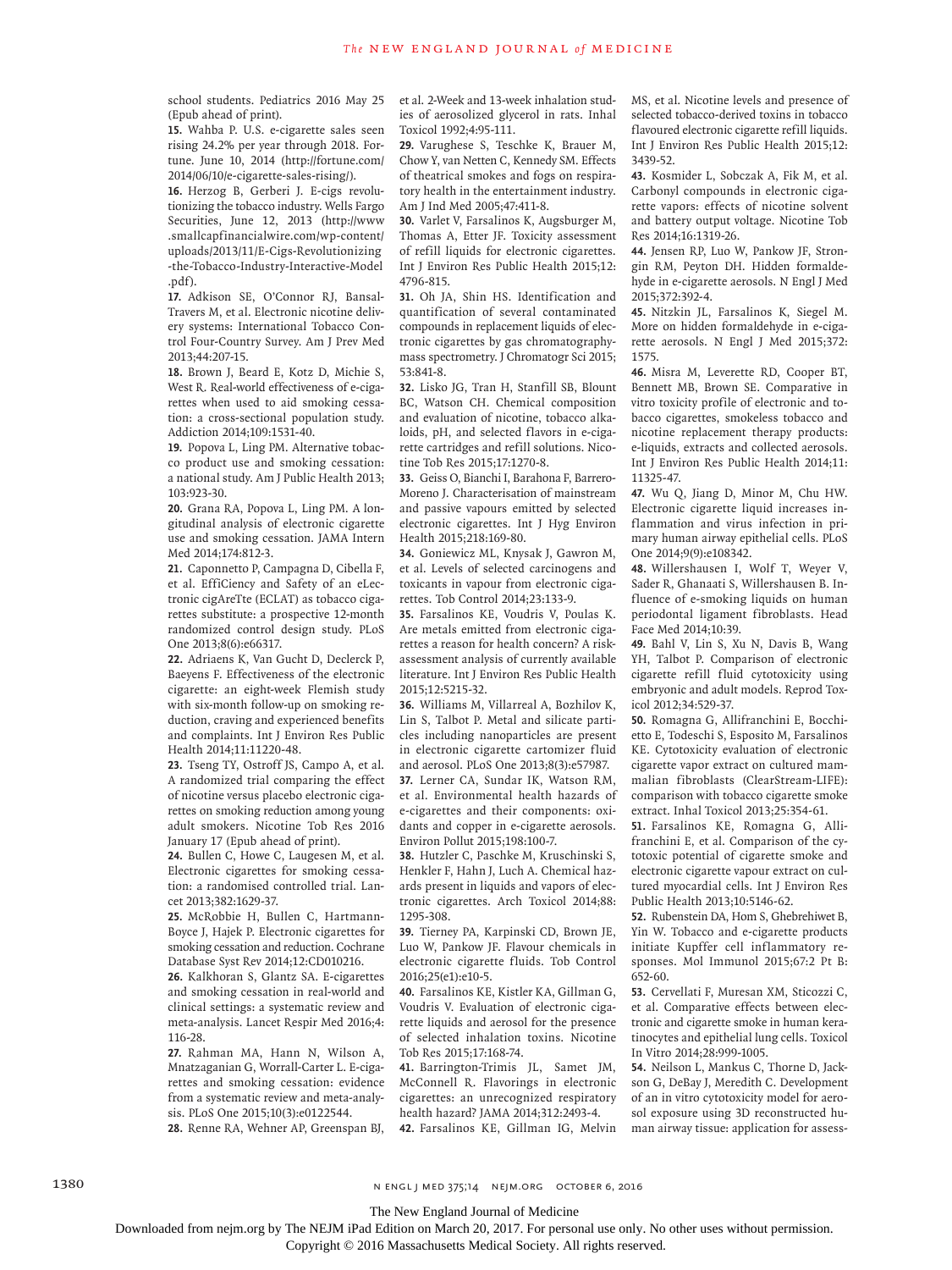school students. Pediatrics 2016 May 25 (Epub ahead of print).

15. Wahba P. U.S. e-cigarette sales seen rising 24.2% per year through 2018. Fortune. June 10, 2014 (http://fortune.com/2014/06/10/e-cigarette-sales-rising/).

16. Herzog B, Gerberi J. E-cigs revolutionizing the tobacco industry. Wells Fargo Securities, June 12, 2013 (http://www.smallcapfinancialwire.com/wp-content/uploads/2013/11/E-Cigs-Revolutionizing-the-Tobacco-Industry-Interactive-Model.pdf).

17. Adkison SE, O'Connor RJ, Bansal-Travers M, et al. Electronic nicotine delivery systems: International Tobacco Control Four-Country Survey. Am J Prev Med 2013;44:207-15.

18. Brown J, Beard E, Kotz D, Michie S, West R. Real-world effectiveness of e-cigarettes when used to aid smoking cessation: a cross-sectional population study. Addiction 2014;109:1531-40.

19. Popova L, Ling PM. Alternative tobacco product use and smoking cessation: a national study. Am J Public Health 2013;103:923-30.

20. Grana RA, Popova L, Ling PM. A longitudinal analysis of electronic cigarette use and smoking cessation. JAMA Intern Med 2014;174:812-3.

21. Caponnetto P, Campagna D, Cibella F, et al. EffiCiency and Safety of an eLectronic cigAreTte (ECLAT) as tobacco cigarettes substitute: a prospective 12-month randomized control design study. PLoS One 2013;8(6):e66317.

22. Adriaens K, Van Gucht D, Declerck P, Baeyens F. Effectiveness of the electronic cigarette: an eight-week Flemish study with six-month follow-up on smoking reduction, craving and experienced benefits and complaints. Int J Environ Res Public Health 2014;11:11220-48.

23. Tseng TY, Ostroff JS, Campo A, et al. A randomized trial comparing the effect of nicotine versus placebo electronic cigarettes on smoking reduction among young adult smokers. Nicotine Tob Res 2016 January 17 (Epub ahead of print).

24. Bullen C, Howe C, Laugesen M, et al. Electronic cigarettes for smoking cessation: a randomised controlled trial. Lancet 2013;382:1629-37.

25. McRobbie H, Bullen C, Hartmann-Boyce J, Hajek P. Electronic cigarettes for smoking cessation and reduction. Cochrane Database Syst Rev 2014;12:CD010216.

26. Kalkhoran S, Glantz SA. E-cigarettes and smoking cessation in real-world and clinical settings: a systematic review and meta-analysis. Lancet Respir Med 2016;4:116-28.

27. Rahman MA, Hann N, Wilson A, Mnatzaganian G, Worrall-Carter L. E-cigarettes and smoking cessation: evidence from a systematic review and meta-analysis. PLoS One 2015;10(3):e0122544.

28. Renne RA, Wehner AP, Greenspan BJ, et al. 2-Week and 13-week inhalation studies of aerosolized glycerol in rats. Inhal Toxicol 1992;4:95-111.

29. Varughese S, Teschke K, Brauer M, Chow Y, van Netten C, Kennedy SM. Effects of theatrical smokes and fogs on respiratory health in the entertainment industry. Am J Ind Med 2005;47:411-8.

30. Varlet V, Farsalinos K, Augsburger M, Thomas A, Etter JF. Toxicity assessment of refill liquids for electronic cigarettes. Int J Environ Res Public Health 2015;12:4796-815.

31. Oh JA, Shin HS. Identification and quantification of several contaminated compounds in replacement liquids of electronic cigarettes by gas chromatography-mass spectrometry. J Chromatogr Sci 2015;53:841-8.

32. Lisko JG, Tran H, Stanfill SB, Blount BC, Watson CH. Chemical composition and evaluation of nicotine, tobacco alkaloids, pH, and selected flavors in e-cigarette cartridges and refill solutions. Nicotine Tob Res 2015;17:1270-8.

33. Geiss O, Bianchi I, Barahona F, Barrero-Moreno J. Characterisation of mainstream and passive vapours emitted by selected electronic cigarettes. Int J Hyg Environ Health 2015;218:169-80.

34. Goniewicz ML, Knysak J, Gawron M, et al. Levels of selected carcinogens and toxicants in vapour from electronic cigarettes. Tob Control 2014;23:133-9.

35. Farsalinos KE, Voudris V, Poulas K. Are metals emitted from electronic cigarettes a reason for health concern? A risk-assessment analysis of currently available literature. Int J Environ Res Public Health 2015;12:5215-32.

36. Williams M, Villarreal A, Bozhilov K, Lin S, Talbot P. Metal and silicate particles including nanoparticles are present in electronic cigarette cartomizer fluid and aerosol. PLoS One 2013;8(3):e57987.

37. Lerner CA, Sundar IK, Watson RM, et al. Environmental health hazards of e-cigarettes and their components: oxidants and copper in e-cigarette aerosols. Environ Pollut 2015;198:100-7.

38. Hutzler C, Paschke M, Kruschinski S, Henkler F, Hahn J, Luch A. Chemical hazards present in liquids and vapors of electronic cigarettes. Arch Toxicol 2014;88:1295-308.

39. Tierney PA, Karpinski CD, Brown JE, Luo W, Pankow JF. Flavour chemicals in electronic cigarette fluids. Tob Control 2016;25(e1):e10-5.

40. Farsalinos KE, Kistler KA, Gillman G, Voudris V. Evaluation of electronic cigarette liquids and aerosol for the presence of selected inhalation toxins. Nicotine Tob Res 2015;17:168-74.

41. Barrington-Trimis JL, Samet JM, McConnell R. Flavorings in electronic cigarettes: an unrecognized respiratory health hazard? JAMA 2014;312:2493-4.

42. Farsalinos KE, Gillman IG, Melvin MS, et al. Nicotine levels and presence of selected tobacco-derived toxins in tobacco flavoured electronic cigarette refill liquids. Int J Environ Res Public Health 2015;12:3439-52.

43. Kosmider L, Sobczak A, Fik M, et al. Carbonyl compounds in electronic cigarette vapors: effects of nicotine solvent and battery output voltage. Nicotine Tob Res 2014;16:1319-26.

44. Jensen RP, Luo W, Pankow JF, Strongin RM, Peyton DH. Hidden formaldehyde in e-cigarette aerosols. N Engl J Med 2015;372:392-4.

45. Nitzkin JL, Farsalinos K, Siegel M. More on hidden formaldehyde in e-cigarette aerosols. N Engl J Med 2015;372:1575.

46. Misra M, Leverette RD, Cooper BT, Bennett MB, Brown SE. Comparative in vitro toxicity profile of electronic and tobacco cigarettes, smokeless tobacco and nicotine replacement therapy products: e-liquids, extracts and collected aerosols. Int J Environ Res Public Health 2014;11:11325-47.

47. Wu Q, Jiang D, Minor M, Chu HW. Electronic cigarette liquid increases inflammation and virus infection in primary human airway epithelial cells. PLoS One 2014;9(9):e108342.

48. Willershausen I, Wolf T, Weyer V, Sader R, Ghanaati S, Willershausen B. Influence of e-smoking liquids on human periodontal ligament fibroblasts. Head Face Med 2014;10:39.

49. Bahl V, Lin S, Xu N, Davis B, Wang YH, Talbot P. Comparison of electronic cigarette refill fluid cytotoxicity using embryonic and adult models. Reprod Toxicol 2012;34:529-37.

50. Romagna G, Allifranchini E, Bocchietto E, Todeschi S, Esposito M, Farsalinos KE. Cytotoxicity evaluation of electronic cigarette vapor extract on cultured mammalian fibroblasts (ClearStream-LIFE): comparison with tobacco cigarette smoke extract. Inhal Toxicol 2013;25:354-61.

51. Farsalinos KE, Romagna G, Allifranchini E, et al. Comparison of the cytotoxic potential of cigarette smoke and electronic cigarette vapour extract on cultured myocardial cells. Int J Environ Res Public Health 2013;10:5146-62.

52. Rubenstein DA, Hom S, Ghebrehiwet B, Yin W. Tobacco and e-cigarette products initiate Kupffer cell inflammatory responses. Mol Immunol 2015;67:2 Pt B:652-60.

53. Cervellati F, Muresan XM, Sticozzi C, et al. Comparative effects between electronic and cigarette smoke in human keratinocytes and epithelial lung cells. Toxicol In Vitro 2014;28:999-1005.

54. Neilson L, Mankus C, Thorne D, Jackson G, DeBay J, Meredith C. Development of an in vitro cytotoxicity model for aerosol exposure using 3D reconstructed human airway tissue: application for assess-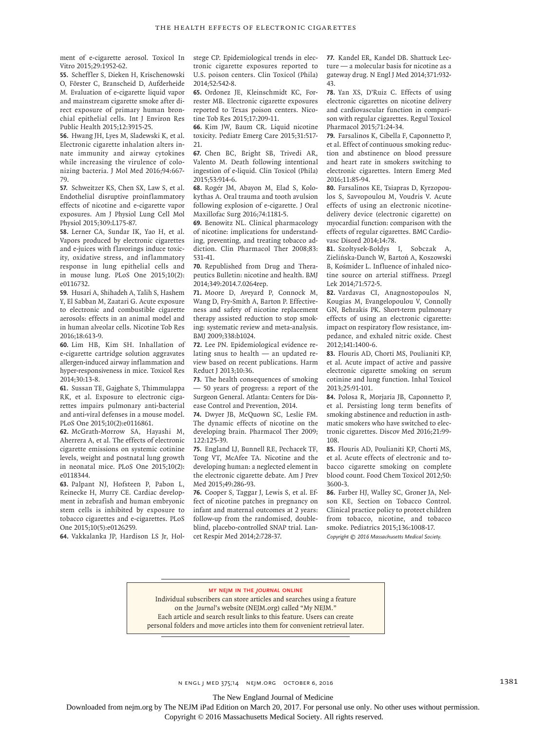ment of e-cigarette aerosol. Toxicol In Vitro 2015;29:1952-62.

55. Scheffler S, Dieken H, Krischenowski O, Förster C, Branscheid D, Aufderheide M. Evaluation of e-cigarette liquid vapor and mainstream cigarette smoke after direct exposure of primary human bronchial epithelial cells. Int J Environ Res Public Health 2015;12:3915-25.

56. Hwang JH, Lyes M, Sladewski K, et al. Electronic cigarette inhalation alters innate immunity and airway cytokines while increasing the virulence of colonizing bacteria. J Mol Med 2016;94:667-79.

57. Schweitzer KS, Chen SX, Law S, et al. Endothelial disruptive proinflammatory effects of nicotine and e-cigarette vapor exposures. Am J Physiol Lung Cell Mol Physiol 2015;309:L175-87.

58. Lerner CA, Sundar IK, Yao H, et al. Vapors produced by electronic cigarettes and e-juices with flavorings induce toxicity, oxidative stress, and inflammatory response in lung epithelial cells and in mouse lung. PLoS One 2015;10(2):e0116732.

59. Husari A, Shihadeh A, Talih S, Hashem Y, El Sabban M, Zaatari G. Acute exposure to electronic and combustible cigarette aerosols: effects in an animal model and in human alveolar cells. Nicotine Tob Res 2016;18:613-9.

60. Lim HB, Kim SH. Inhallation of e-cigarette cartridge solution aggravates allergen-induced airway inflammation and hyper-responsiveness in mice. Toxicol Res 2014;30:13-8.

61. Sussan TE, Gajghate S, Thimmulappa RK, et al. Exposure to electronic cigarettes impairs pulmonary anti-bacterial and anti-viral defenses in a mouse model. PLoS One 2015;10(2):e0116861.

62. McGrath-Morrow SA, Hayashi M, Aherrera A, et al. The effects of electronic cigarette emissions on systemic cotinine levels, weight and postnatal lung growth in neonatal mice. PLoS One 2015;10(2):e0118344.

63. Palpant NJ, Hofsteen P, Pabon L, Reinecke H, Murry CE. Cardiac development in zebrafish and human embryonic stem cells is inhibited by exposure to tobacco cigarettes and e-cigarettes. PLoS One 2015;10(5):e0126259.

64. Vakkalanka JP, Hardison LS Jr, Holstege CP. Epidemiological trends in electronic cigarette exposures reported to U.S. poison centers. Clin Toxicol (Phila) 2014;52:542-8.

65. Ordonez JE, Kleinschmidt KC, Forrester MB. Electronic cigarette exposures reported to Texas poison centers. Nicotine Tob Res 2015;17:209-11.

66. Kim JW, Baum CR. Liquid nicotine toxicity. Pediatr Emerg Care 2015;31:517-21.

67. Chen BC, Bright SB, Trivedi AR, Valento M. Death following intentional ingestion of e-liquid. Clin Toxicol (Phila) 2015;53:914-6.

68. Rogér JM, Abayon M, Elad S, Kolokythas A. Oral trauma and tooth avulsion following explosion of e-cigarette. J Oral Maxillofac Surg 2016;74:1181-5.

69. Benowitz NL. Clinical pharmacology of nicotine: implications for understanding, preventing, and treating tobacco addiction. Clin Pharmacol Ther 2008;83:531-41.

70. Republished from Drug and Therapeutics Bulletin: nicotine and health. BMJ 2014;349:2014.7.0264rep.

71. Moore D, Aveyard P, Connock M, Wang D, Fry-Smith A, Barton P. Effectiveness and safety of nicotine replacement therapy assisted reduction to stop smoking: systematic review and meta-analysis. BMJ 2009;338:b1024.

72. Lee PN. Epidemiological evidence relating snus to health — an updated review based on recent publications. Harm Reduct J 2013;10:36.

73. The health consequences of smoking — 50 years of progress: a report of the Surgeon General. Atlanta: Centers for Disease Control and Prevention, 2014.

74. Dwyer JB, McQuown SC, Leslie FM. The dynamic effects of nicotine on the developing brain. Pharmacol Ther 2009;122:125-39.

75. England LJ, Bunnell RE, Pechacek TF, Tong VT, McAfee TA. Nicotine and the developing human: a neglected element in the electronic cigarette debate. Am J Prev Med 2015;49:286-93.

76. Cooper S, Taggar J, Lewis S, et al. Effect of nicotine patches in pregnancy on infant and maternal outcomes at 2 years: follow-up from the randomised, double-blind, placebo-controlled SNAP trial. Lancet Respir Med 2014;2:728-37.

77. Kandel ER, Kandel DB. Shattuck Lecture — a molecular basis for nicotine as a gateway drug. N Engl J Med 2014;371:932-43.

78. Yan XS, D'Ruiz C. Effects of using electronic cigarettes on nicotine delivery and cardiovascular function in comparison with regular cigarettes. Regul Toxicol Pharmacol 2015;71:24-34.

79. Farsalinos K, Cibella F, Caponnetto P, et al. Effect of continuous smoking reduction and abstinence on blood pressure and heart rate in smokers switching to electronic cigarettes. Intern Emerg Med 2016;11:85-94.

80. Farsalinos KE, Tsiapras D, Kyrzopoulos S, Savvopoulou M, Voudris V. Acute effects of using an electronic nicotine-delivery device (electronic cigarette) on myocardial function: comparison with the effects of regular cigarettes. BMC Cardiovasc Disord 2014;14:78.

81. Szołtysek-Bołdys I, Sobczak A, Zielińska-Danch W, Bartoń A, Koszowski B, Kośmider L. Influence of inhaled nicotine source on arterial stiffness. Przegl Lek 2014;71:572-5.

82. Vardavas CI, Anagnostopoulos N, Kougias M, Evangelopoulou V, Connolly GN, Behrakis PK. Short-term pulmonary effects of using an electronic cigarette: impact on respiratory flow resistance, impedance, and exhaled nitric oxide. Chest 2012;141:1400-6.

83. Flouris AD, Chorti MS, Poulianiti KP, et al. Acute impact of active and passive electronic cigarette smoking on serum cotinine and lung function. Inhal Toxicol 2013;25:91-101.

84. Polosa R, Morjaria JB, Caponnetto P, et al. Persisting long term benefits of smoking abstinence and reduction in asthmatic smokers who have switched to electronic cigarettes. Discov Med 2016;21:99-108.

85. Flouris AD, Poulianiti KP, Chorti MS, et al. Acute effects of electronic and tobacco cigarette smoking on complete blood count. Food Chem Toxicol 2012;50:3600-3.

86. Farber HJ, Walley SC, Groner JA, Nelson KE, Section on Tobacco Control. Clinical practice policy to protect children from tobacco, nicotine, and tobacco smoke. Pediatrics 2015;136:1008-17.

*Copyright © 2016 Massachusetts Medical Society.*

**MY NEJM IN THE *JOURNAL* ONLINE**

Individual subscribers can store articles and searches using a feature on the *Journal*'s website (NEJM.org) called "My NEJM." Each article and search result links to this feature. Users can create personal folders and move articles into them for convenient retrieval later.